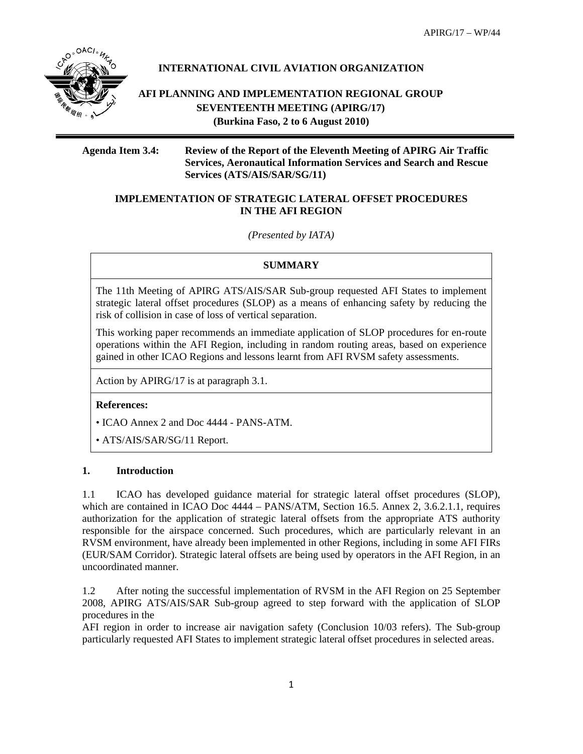**INTERNATIONAL CIVIL AVIATION ORGANIZATION**

**AFI PLANNING AND IMPLEMENTATION REGIONAL GROUP SEVENTEENTH MEETING (APIRG/17) (Burkina Faso, 2 to 6 August 2010)**

**Agenda Item 3.4: Review of the Report of the Eleventh Meeting of APIRG Air Traffic Services, Aeronautical Information Services and Search and Rescue Services (ATS/AIS/SAR/SG/11)**

**IMPLEMENTATION OF STRATEGIC LATERAL OFFSET PROCEDURES IN THE AFI REGION**

*(Presented by IATA)*

| **SUMMARY** |
|---|
| The 11th Meeting of APIRG ATS/AIS/SAR Sub-group requested AFI States to implement strategic lateral offset procedures (SLOP) as a means of enhancing safety by reducing the risk of collision in case of loss of vertical separation.<br><br>This working paper recommends an immediate application of SLOP procedures for en-route operations within the AFI Region, including in random routing areas, based on experience gained in other ICAO Regions and lessons learnt from AFI RVSM safety assessments. |
| Action by APIRG/17 is at paragraph 3.1. |
| **References:**<br><br>• ICAO Annex 2 and Doc 4444 - PANS-ATM.<br><br>• ATS/AIS/SAR/SG/11 Report. |

## 1. Introduction

1.1 ICAO has developed guidance material for strategic lateral offset procedures (SLOP), which are contained in ICAO Doc 4444 – PANS/ATM, Section 16.5. Annex 2, 3.6.2.1.1, requires authorization for the application of strategic lateral offsets from the appropriate ATS authority responsible for the airspace concerned. Such procedures, which are particularly relevant in an RVSM environment, have already been implemented in other Regions, including in some AFI FIRs (EUR/SAM Corridor). Strategic lateral offsets are being used by operators in the AFI Region, in an uncoordinated manner.

1.2 After noting the successful implementation of RVSM in the AFI Region on 25 September 2008, APIRG ATS/AIS/SAR Sub-group agreed to step forward with the application of SLOP procedures in the AFI region in order to increase air navigation safety (Conclusion 10/03 refers). The Sub-group particularly requested AFI States to implement strategic lateral offset procedures in selected areas.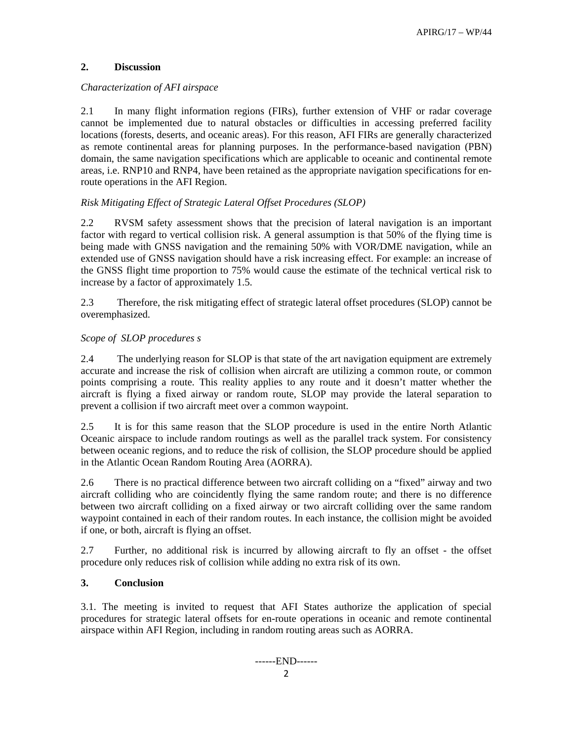## 2. Discussion

*Characterization of AFI airspace*

2.1 In many flight information regions (FIRs), further extension of VHF or radar coverage cannot be implemented due to natural obstacles or difficulties in accessing preferred facility locations (forests, deserts, and oceanic areas). For this reason, AFI FIRs are generally characterized as remote continental areas for planning purposes. In the performance-based navigation (PBN) domain, the same navigation specifications which are applicable to oceanic and continental remote areas, i.e. RNP10 and RNP4, have been retained as the appropriate navigation specifications for en-route operations in the AFI Region.

*Risk Mitigating Effect of Strategic Lateral Offset Procedures (SLOP)*

2.2 RVSM safety assessment shows that the precision of lateral navigation is an important factor with regard to vertical collision risk. A general assumption is that 50% of the flying time is being made with GNSS navigation and the remaining 50% with VOR/DME navigation, while an extended use of GNSS navigation should have a risk increasing effect. For example: an increase of the GNSS flight time proportion to 75% would cause the estimate of the technical vertical risk to increase by a factor of approximately 1.5.

2.3 Therefore, the risk mitigating effect of strategic lateral offset procedures (SLOP) cannot be overemphasized.

*Scope of SLOP procedures s*

2.4 The underlying reason for SLOP is that state of the art navigation equipment are extremely accurate and increase the risk of collision when aircraft are utilizing a common route, or common points comprising a route. This reality applies to any route and it doesn't matter whether the aircraft is flying a fixed airway or random route, SLOP may provide the lateral separation to prevent a collision if two aircraft meet over a common waypoint.

2.5 It is for this same reason that the SLOP procedure is used in the entire North Atlantic Oceanic airspace to include random routings as well as the parallel track system. For consistency between oceanic regions, and to reduce the risk of collision, the SLOP procedure should be applied in the Atlantic Ocean Random Routing Area (AORRA).

2.6 There is no practical difference between two aircraft colliding on a "fixed" airway and two aircraft colliding who are coincidently flying the same random route; and there is no difference between two aircraft colliding on a fixed airway or two aircraft colliding over the same random waypoint contained in each of their random routes. In each instance, the collision might be avoided if one, or both, aircraft is flying an offset.

2.7 Further, no additional risk is incurred by allowing aircraft to fly an offset - the offset procedure only reduces risk of collision while adding no extra risk of its own.

## 3. Conclusion

3.1. The meeting is invited to request that AFI States authorize the application of special procedures for strategic lateral offsets for en-route operations in oceanic and remote continental airspace within AFI Region, including in random routing areas such as AORRA.

------END------